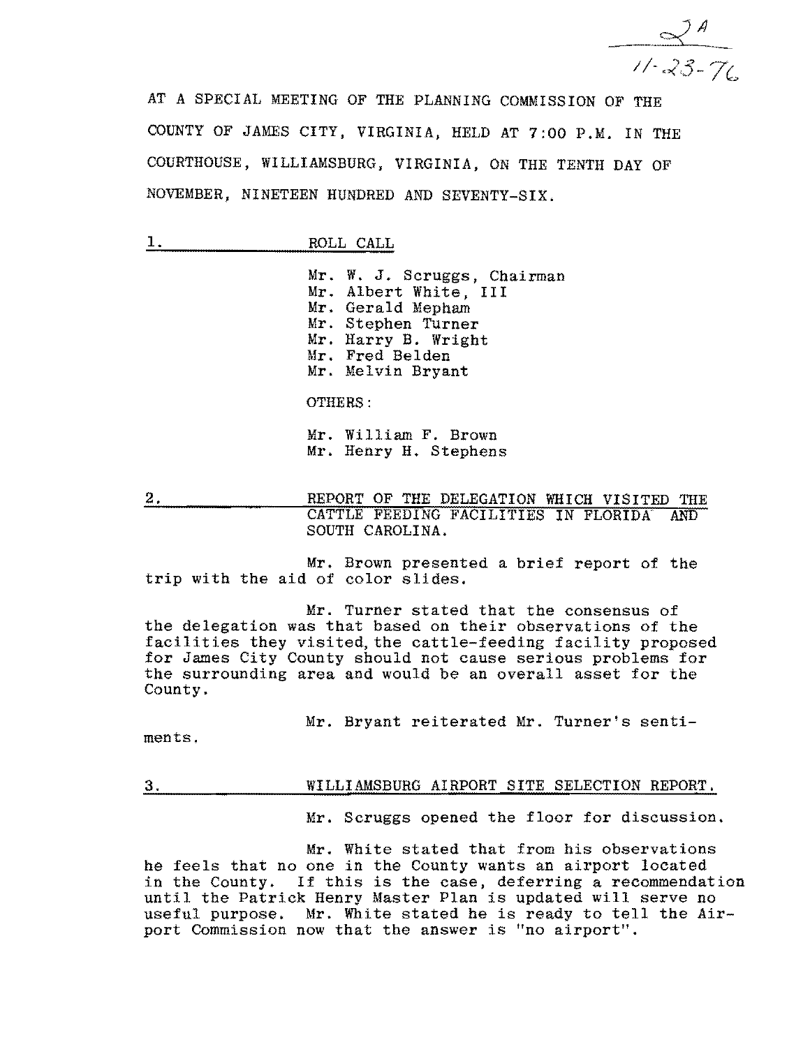2A
11-23-76

AT A SPECIAL MEETING OF THE PLANNING COMMISSION OF THE COUNTY OF JAMES CITY, VIRGINIA, HELD AT 7:00 P.M. IN THE COURTHOUSE, WILLIAMSBURG, VIRGINIA, ON THE TENTH DAY OF NOVEMBER, NINETEEN HUNDRED AND SEVENTY-SIX.

## 1. ROLL CALL

Mr. W. J. Scruggs, Chairman
Mr. Albert White, III
Mr. Gerald Mepham
Mr. Stephen Turner
Mr. Harry B. Wright
Mr. Fred Belden
Mr. Melvin Bryant

OTHERS:

Mr. William F. Brown
Mr. Henry H. Stephens

## 2. REPORT OF THE DELEGATION WHICH VISITED THE CATTLE FEEDING FACILITIES IN FLORIDA AND SOUTH CAROLINA.

Mr. Brown presented a brief report of the trip with the aid of color slides.

Mr. Turner stated that the consensus of the delegation was that based on their observations of the facilities they visited, the cattle-feeding facility proposed for James City County should not cause serious problems for the surrounding area and would be an overall asset for the County.

Mr. Bryant reiterated Mr. Turner's sentiments.

## 3. WILLIAMSBURG AIRPORT SITE SELECTION REPORT.

Mr. Scruggs opened the floor for discussion.

Mr. White stated that from his observations he feels that no one in the County wants an airport located in the County. If this is the case, deferring a recommendation until the Patrick Henry Master Plan is updated will serve no useful purpose. Mr. White stated he is ready to tell the Airport Commission now that the answer is "no airport".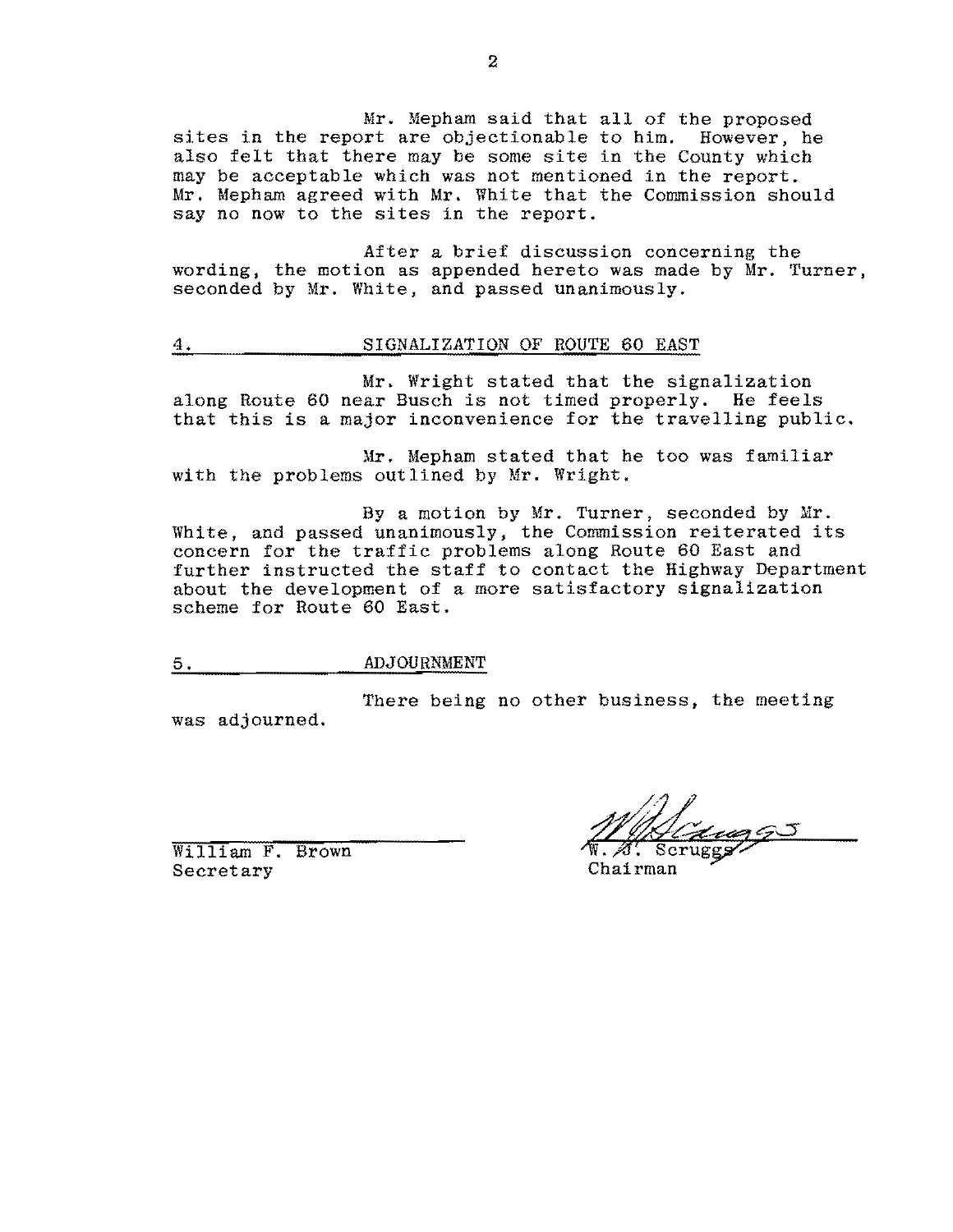Mr. Mepham said that all of the proposed sites in the report are objectionable to him. However, he also felt that there may be some site in the County which may be acceptable which was not mentioned in the report. Mr. Mepham agreed with Mr. White that the Commission should say no now to the sites in the report.

After a brief discussion concerning the wording, the motion as appended hereto was made by Mr. Turner, seconded by Mr. White, and passed unanimously.

## 4. SIGNALIZATION OF ROUTE 60 EAST

Mr. Wright stated that the signalization along Route 60 near Busch is not timed properly. He feels that this is a major inconvenience for the travelling public.

Mr. Mepham stated that he too was familiar with the problems outlined by Mr. Wright.

By a motion by Mr. Turner, seconded by Mr. White, and passed unanimously, the Commission reiterated its concern for the traffic problems along Route 60 East and further instructed the staff to contact the Highway Department about the development of a more satisfactory signalization scheme for Route 60 East.

## 5. ADJOURNMENT

There being no other business, the meeting was adjourned.

William F. Brown
Secretary

W. J. Scruggs
Chairman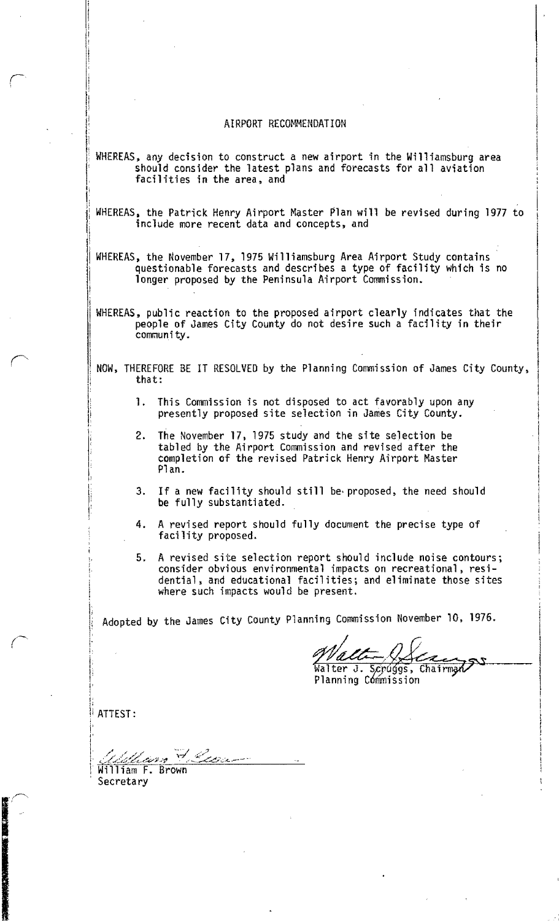# AIRPORT RECOMMENDATION

WHEREAS, any decision to construct a new airport in the Williamsburg area should consider the latest plans and forecasts for all aviation facilities in the area, and

WHEREAS, the Patrick Henry Airport Master Plan will be revised during 1977 to include more recent data and concepts, and

WHEREAS, the November 17, 1975 Williamsburg Area Airport Study contains questionable forecasts and describes a type of facility which is no longer proposed by the Peninsula Airport Commission.

WHEREAS, public reaction to the proposed airport clearly indicates that the people of James City County do not desire such a facility in their community.

NOW, THEREFORE BE IT RESOLVED by the Planning Commission of James City County, that:

1. This Commission is not disposed to act favorably upon any presently proposed site selection in James City County.
2. The November 17, 1975 study and the site selection be tabled by the Airport Commission and revised after the completion of the revised Patrick Henry Airport Master Plan.
3. If a new facility should still be proposed, the need should be fully substantiated.
4. A revised report should fully document the precise type of facility proposed.
5. A revised site selection report should include noise contours; consider obvious environmental impacts on recreational, residential, and educational facilities; and eliminate those sites where such impacts would be present.

Adopted by the James City County Planning Commission November 10, 1976.

Walter J. Scruggs, Chairman
Planning Commission

ATTEST:

William F. Brown
Secretary